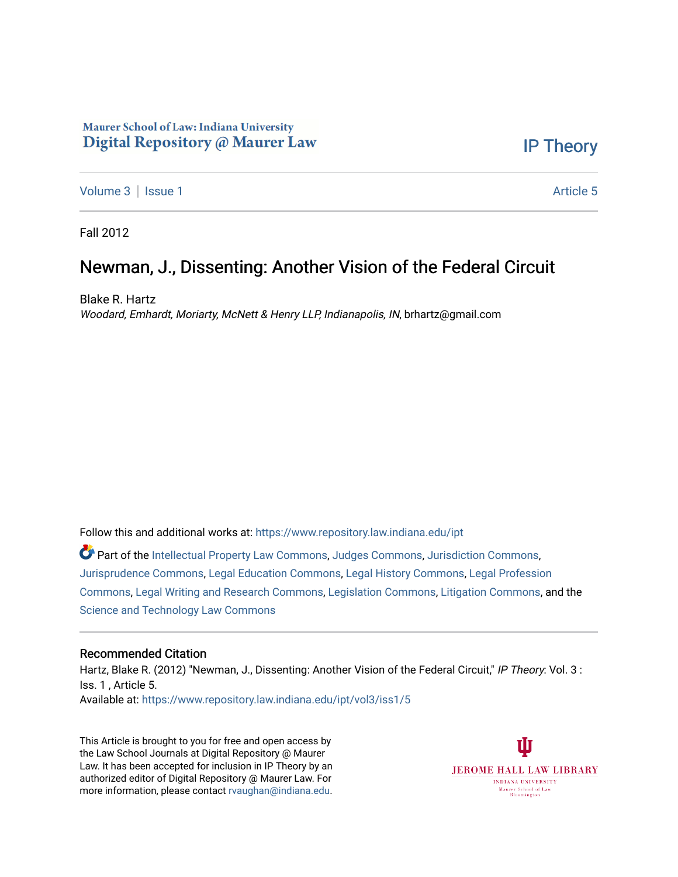Maurer School of Law: Indiana University
Digital Repository @ Maurer Law

IP Theory

Volume 3 | Issue 1 — Article 5

Fall 2012

# Newman, J., Dissenting: Another Vision of the Federal Circuit

Blake R. Hartz
*Woodard, Emhardt, Moriarty, McNett & Henry LLP, Indianapolis, IN*, brhartz@gmail.com

Follow this and additional works at: https://www.repository.law.indiana.edu/ipt

Part of the Intellectual Property Law Commons, Judges Commons, Jurisdiction Commons, Jurisprudence Commons, Legal Education Commons, Legal History Commons, Legal Profession Commons, Legal Writing and Research Commons, Legislation Commons, Litigation Commons, and the Science and Technology Law Commons

## Recommended Citation

Hartz, Blake R. (2012) "Newman, J., Dissenting: Another Vision of the Federal Circuit," *IP Theory*: Vol. 3 : Iss. 1 , Article 5.
Available at: https://www.repository.law.indiana.edu/ipt/vol3/iss1/5

This Article is brought to you for free and open access by the Law School Journals at Digital Repository @ Maurer Law. It has been accepted for inclusion in IP Theory by an authorized editor of Digital Repository @ Maurer Law. For more information, please contact rvaughan@indiana.edu.

JEROME HALL LAW LIBRARY
INDIANA UNIVERSITY
Maurer School of Law
Bloomington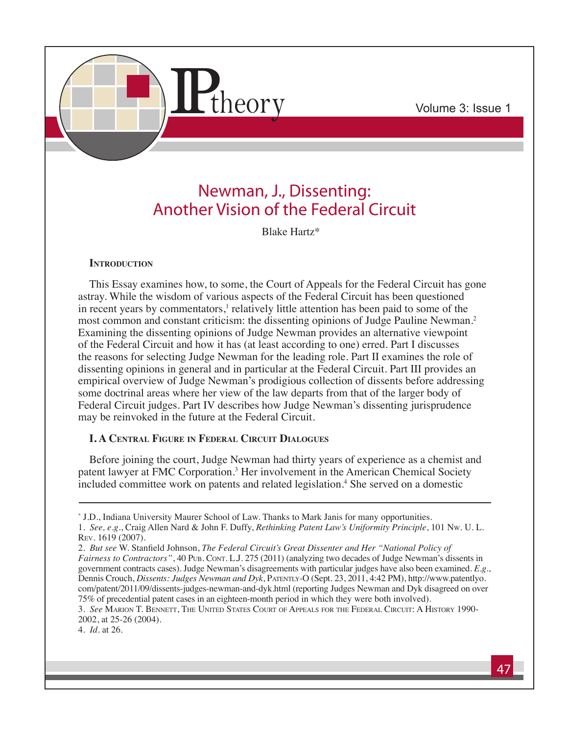# Newman, J., Dissenting: Another Vision of the Federal Circuit

Blake Hartz*

## Introduction

This Essay examines how, to some, the Court of Appeals for the Federal Circuit has gone astray. While the wisdom of various aspects of the Federal Circuit has been questioned in recent years by commentators,[1] relatively little attention has been paid to some of the most common and constant criticism: the dissenting opinions of Judge Pauline Newman.[2] Examining the dissenting opinions of Judge Newman provides an alternative viewpoint of the Federal Circuit and how it has (at least according to one) erred. Part I discusses the reasons for selecting Judge Newman for the leading role. Part II examines the role of dissenting opinions in general and in particular at the Federal Circuit. Part III provides an empirical overview of Judge Newman's prodigious collection of dissents before addressing some doctrinal areas where her view of the law departs from that of the larger body of Federal Circuit judges. Part IV describes how Judge Newman's dissenting jurisprudence may be reinvoked in the future at the Federal Circuit.

## I. A Central Figure in Federal Circuit Dialogues

Before joining the court, Judge Newman had thirty years of experience as a chemist and patent lawyer at FMC Corporation.[3] Her involvement in the American Chemical Society included committee work on patents and related legislation.[4] She served on a domestic

---

\* J.D., Indiana University Maurer School of Law. Thanks to Mark Janis for many opportunities.

1. *See, e.g.*, Craig Allen Nard & John F. Duffy, *Rethinking Patent Law's Uniformity Principle*, 101 Nw. U. L. Rev. 1619 (2007).

2. *But see* W. Stanfield Johnson, *The Federal Circuit's Great Dissenter and Her "National Policy of Fairness to Contractors"*, 40 Pub. Cont. L.J. 275 (2011) (analyzing two decades of Judge Newman's dissents in government contracts cases). Judge Newman's disagreements with particular judges have also been examined. *E.g.*, Dennis Crouch, *Dissents: Judges Newman and Dyk*, Patently-O (Sept. 23, 2011, 4:42 PM), http://www.patentlyo.com/patent/2011/09/dissents-judges-newman-and-dyk.html (reporting Judges Newman and Dyk disagreed on over 75% of precedential patent cases in an eighteen-month period in which they were both involved).

3. *See* Marion T. Bennett, The United States Court of Appeals for the Federal Circuit: A History 1990-2002, at 25-26 (2004).

4. *Id.* at 26.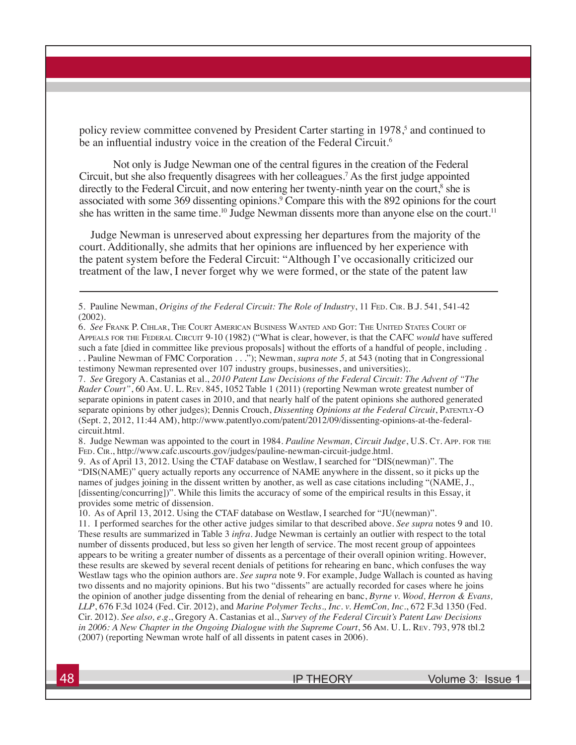policy review committee convened by President Carter starting in 1978,[5] and continued to be an influential industry voice in the creation of the Federal Circuit.[6]

Not only is Judge Newman one of the central figures in the creation of the Federal Circuit, but she also frequently disagrees with her colleagues.[7] As the first judge appointed directly to the Federal Circuit, and now entering her twenty-ninth year on the court,[8] she is associated with some 369 dissenting opinions.[9] Compare this with the 892 opinions for the court she has written in the same time.[10] Judge Newman dissents more than anyone else on the court.[11]

Judge Newman is unreserved about expressing her departures from the majority of the court. Additionally, she admits that her opinions are influenced by her experience with the patent system before the Federal Circuit: "Although I've occasionally criticized our treatment of the law, I never forget why we were formed, or the state of the patent law

---

5. Pauline Newman, *Origins of the Federal Circuit: The Role of Industry*, 11 Fed. Cir. B.J. 541, 541-42 (2002).

6. *See* Frank P. Cihlar, The Court American Business Wanted and Got: The United States Court of Appeals for the Federal Circuit 9-10 (1982) ("What is clear, however, is that the CAFC *would* have suffered such a fate [died in committee like previous proposals] without the efforts of a handful of people, including . . . Pauline Newman of FMC Corporation . . ."); Newman, *supra note 5,* at 543 (noting that in Congressional testimony Newman represented over 107 industry groups, businesses, and universities);.

7. *See* Gregory A. Castanias et al., *2010 Patent Law Decisions of the Federal Circuit: The Advent of "The Rader Court"*, 60 Am. U. L. Rev. 845, 1052 Table 1 (2011) (reporting Newman wrote greatest number of separate opinions in patent cases in 2010, and that nearly half of the patent opinions she authored generated separate opinions by other judges); Dennis Crouch, *Dissenting Opinions at the Federal Circuit*, Patently-O (Sept. 2, 2012, 11:44 AM), http://www.patentlyo.com/patent/2012/09/dissenting-opinions-at-the-federal-circuit.html.

8. Judge Newman was appointed to the court in 1984. *Pauline Newman, Circuit Judge*, U.S. Ct. App. for the Fed. Cir., http://www.cafc.uscourts.gov/judges/pauline-newman-circuit-judge.html.

9. As of April 13, 2012. Using the CTAF database on Westlaw, I searched for "DIS(newman)". The "DIS(NAME)" query actually reports any occurrence of NAME anywhere in the dissent, so it picks up the names of judges joining in the dissent written by another, as well as case citations including "(NAME, J., [dissenting/concurring])". While this limits the accuracy of some of the empirical results in this Essay, it provides some metric of dissension.

10. As of April 13, 2012. Using the CTAF database on Westlaw, I searched for "JU(newman)".

11. I performed searches for the other active judges similar to that described above. *See supra* notes 9 and 10. These results are summarized in Table 3 *infra*. Judge Newman is certainly an outlier with respect to the total number of dissents produced, but less so given her length of service. The most recent group of appointees appears to be writing a greater number of dissents as a percentage of their overall opinion writing. However, these results are skewed by several recent denials of petitions for rehearing en banc, which confuses the way Westlaw tags who the opinion authors are. *See supra* note 9. For example, Judge Wallach is counted as having two dissents and no majority opinions. But his two "dissents" are actually recorded for cases where he joins the opinion of another judge dissenting from the denial of rehearing en banc, *Byrne v. Wood, Herron & Evans, LLP*, 676 F.3d 1024 (Fed. Cir. 2012), and *Marine Polymer Techs., Inc. v. HemCon, Inc*., 672 F.3d 1350 (Fed. Cir. 2012). *See also, e.g*., Gregory A. Castanias et al., *Survey of the Federal Circuit's Patent Law Decisions in 2006: A New Chapter in the Ongoing Dialogue with the Supreme Court*, 56 Am. U. L. Rev. 793, 978 tbl.2 (2007) (reporting Newman wrote half of all dissents in patent cases in 2006).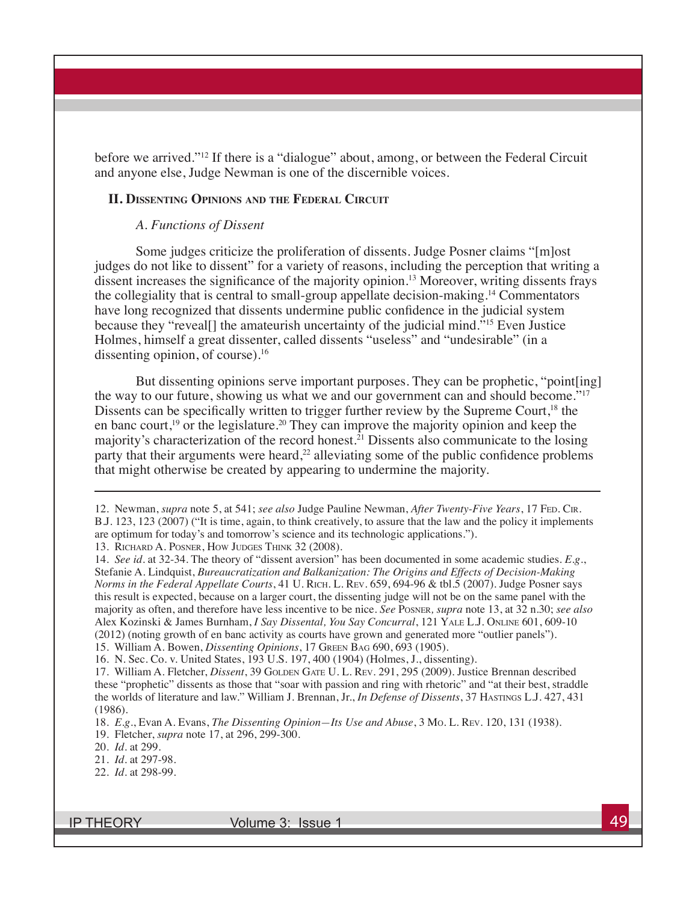before we arrived."[12] If there is a "dialogue" about, among, or between the Federal Circuit and anyone else, Judge Newman is one of the discernible voices.

## II. Dissenting Opinions and the Federal Circuit

### *A. Functions of Dissent*

Some judges criticize the proliferation of dissents. Judge Posner claims "[m]ost judges do not like to dissent" for a variety of reasons, including the perception that writing a dissent increases the significance of the majority opinion.[13] Moreover, writing dissents frays the collegiality that is central to small-group appellate decision-making.[14] Commentators have long recognized that dissents undermine public confidence in the judicial system because they "reveal[] the amateurish uncertainty of the judicial mind."[15] Even Justice Holmes, himself a great dissenter, called dissents "useless" and "undesirable" (in a dissenting opinion, of course).[16]

But dissenting opinions serve important purposes. They can be prophetic, "point[ing] the way to our future, showing us what we and our government can and should become."[17] Dissents can be specifically written to trigger further review by the Supreme Court,[18] the en banc court,[19] or the legislature.[20] They can improve the majority opinion and keep the majority's characterization of the record honest.[21] Dissents also communicate to the losing party that their arguments were heard,[22] alleviating some of the public confidence problems that might otherwise be created by appearing to undermine the majority.

---

12. Newman, *supra* note 5, at 541; *see also* Judge Pauline Newman, *After Twenty-Five Years*, 17 Fed. Cir. B.J. 123, 123 (2007) ("It is time, again, to think creatively, to assure that the law and the policy it implements are optimum for today's and tomorrow's science and its technologic applications.").

13. Richard A. Posner, How Judges Think 32 (2008).

14. *See id.* at 32-34. The theory of "dissent aversion" has been documented in some academic studies. *E.g.*, Stefanie A. Lindquist, *Bureaucratization and Balkanization: The Origins and Effects of Decision-Making Norms in the Federal Appellate Courts*, 41 U. Rich. L. Rev. 659, 694-96 & tbl.5 (2007). Judge Posner says this result is expected, because on a larger court, the dissenting judge will not be on the same panel with the majority as often, and therefore have less incentive to be nice. *See* Posner, *supra* note 13, at 32 n.30; *see also* Alex Kozinski & James Burnham, *I Say Dissental, You Say Concurral*, 121 Yale L.J. Online 601, 609-10 (2012) (noting growth of en banc activity as courts have grown and generated more "outlier panels").

15. William A. Bowen, *Dissenting Opinions*, 17 Green Bag 690, 693 (1905).

16. N. Sec. Co. v. United States, 193 U.S. 197, 400 (1904) (Holmes, J., dissenting).

17. William A. Fletcher, *Dissent*, 39 Golden Gate U. L. Rev. 291, 295 (2009). Justice Brennan described these "prophetic" dissents as those that "soar with passion and ring with rhetoric" and "at their best, straddle the worlds of literature and law." William J. Brennan, Jr., *In Defense of Dissents*, 37 Hastings L.J. 427, 431 (1986).

18. *E.g.*, Evan A. Evans, *The Dissenting Opinion—Its Use and Abuse*, 3 Mo. L. Rev. 120, 131 (1938).

19. Fletcher, *supra* note 17, at 296, 299-300.

20. *Id.* at 299.

21. *Id.* at 297-98.

22. *Id.* at 298-99.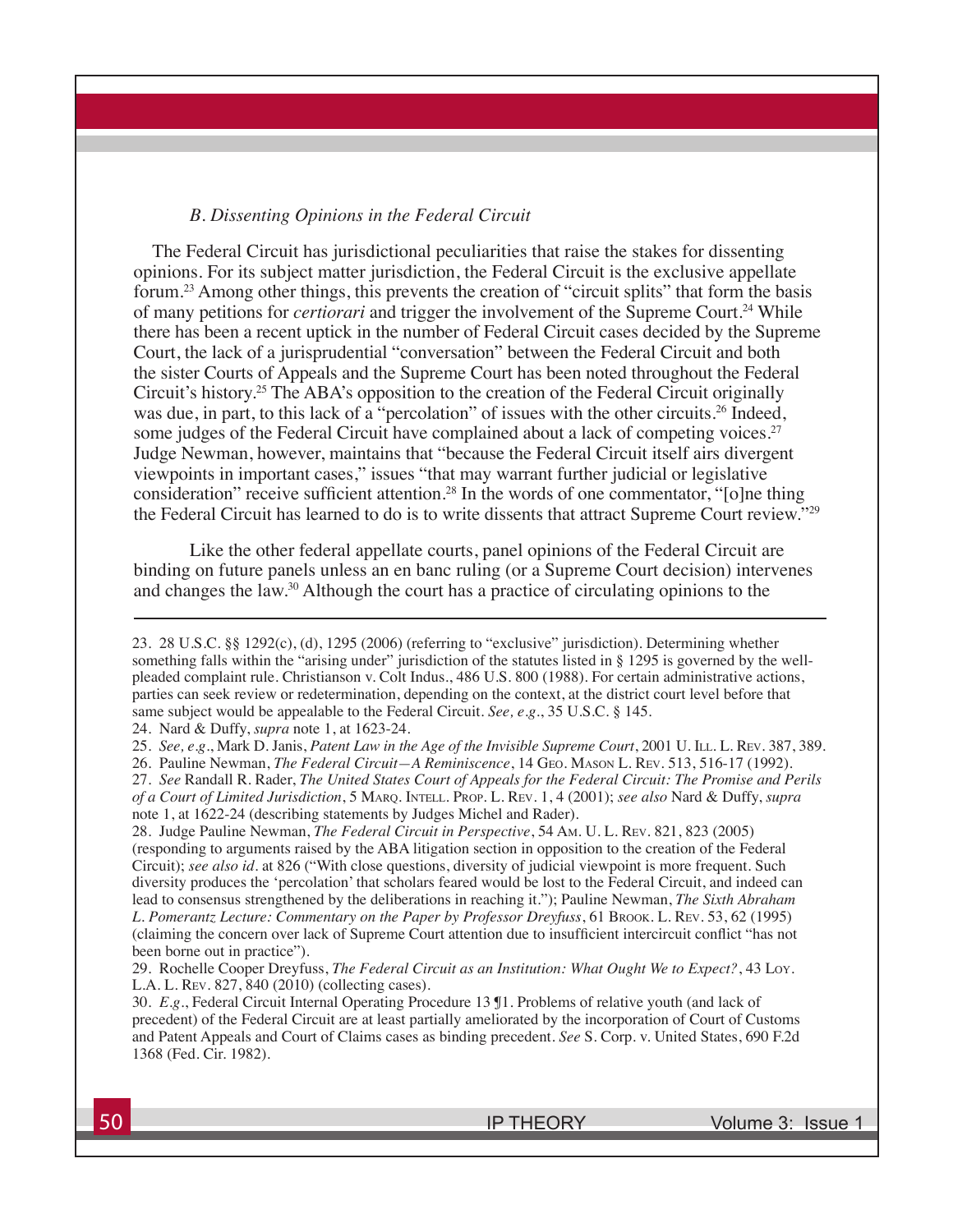### *B. Dissenting Opinions in the Federal Circuit*

The Federal Circuit has jurisdictional peculiarities that raise the stakes for dissenting opinions. For its subject matter jurisdiction, the Federal Circuit is the exclusive appellate forum.[23] Among other things, this prevents the creation of "circuit splits" that form the basis of many petitions for *certiorari* and trigger the involvement of the Supreme Court.[24] While there has been a recent uptick in the number of Federal Circuit cases decided by the Supreme Court, the lack of a jurisprudential "conversation" between the Federal Circuit and both the sister Courts of Appeals and the Supreme Court has been noted throughout the Federal Circuit's history.[25] The ABA's opposition to the creation of the Federal Circuit originally was due, in part, to this lack of a "percolation" of issues with the other circuits.[26] Indeed, some judges of the Federal Circuit have complained about a lack of competing voices.[27] Judge Newman, however, maintains that "because the Federal Circuit itself airs divergent viewpoints in important cases," issues "that may warrant further judicial or legislative consideration" receive sufficient attention.[28] In the words of one commentator, "[o]ne thing the Federal Circuit has learned to do is to write dissents that attract Supreme Court review."[29]

Like the other federal appellate courts, panel opinions of the Federal Circuit are binding on future panels unless an en banc ruling (or a Supreme Court decision) intervenes and changes the law.[30] Although the court has a practice of circulating opinions to the

---

23. 28 U.S.C. §§ 1292(c), (d), 1295 (2006) (referring to "exclusive" jurisdiction). Determining whether something falls within the "arising under" jurisdiction of the statutes listed in § 1295 is governed by the well-pleaded complaint rule. Christianson v. Colt Indus., 486 U.S. 800 (1988). For certain administrative actions, parties can seek review or redetermination, depending on the context, at the district court level before that same subject would be appealable to the Federal Circuit. *See, e.g.*, 35 U.S.C. § 145.

24. Nard & Duffy, *supra* note 1, at 1623-24.

25. *See, e.g.*, Mark D. Janis, *Patent Law in the Age of the Invisible Supreme Court*, 2001 U. Ill. L. Rev. 387, 389.

26. Pauline Newman, *The Federal Circuit—A Reminiscence*, 14 Geo. Mason L. Rev. 513, 516-17 (1992).

27. *See* Randall R. Rader, *The United States Court of Appeals for the Federal Circuit: The Promise and Perils of a Court of Limited Jurisdiction*, 5 Marq. Intell. Prop. L. Rev. 1, 4 (2001); *see also* Nard & Duffy, *supra* note 1, at 1622-24 (describing statements by Judges Michel and Rader).

28. Judge Pauline Newman, *The Federal Circuit in Perspective*, 54 Am. U. L. Rev. 821, 823 (2005) (responding to arguments raised by the ABA litigation section in opposition to the creation of the Federal Circuit); *see also id.* at 826 ("With close questions, diversity of judicial viewpoint is more frequent. Such diversity produces the 'percolation' that scholars feared would be lost to the Federal Circuit, and indeed can lead to consensus strengthened by the deliberations in reaching it."); Pauline Newman, *The Sixth Abraham L. Pomerantz Lecture: Commentary on the Paper by Professor Dreyfuss*, 61 Brook. L. Rev. 53, 62 (1995) (claiming the concern over lack of Supreme Court attention due to insufficient intercircuit conflict "has not been borne out in practice").

29. Rochelle Cooper Dreyfuss, *The Federal Circuit as an Institution: What Ought We to Expect?*, 43 Loy. L.A. L. Rev. 827, 840 (2010) (collecting cases).

30. *E.g.*, Federal Circuit Internal Operating Procedure 13 ¶1. Problems of relative youth (and lack of precedent) of the Federal Circuit are at least partially ameliorated by the incorporation of Court of Customs and Patent Appeals and Court of Claims cases as binding precedent. *See* S. Corp. v. United States, 690 F.2d 1368 (Fed. Cir. 1982).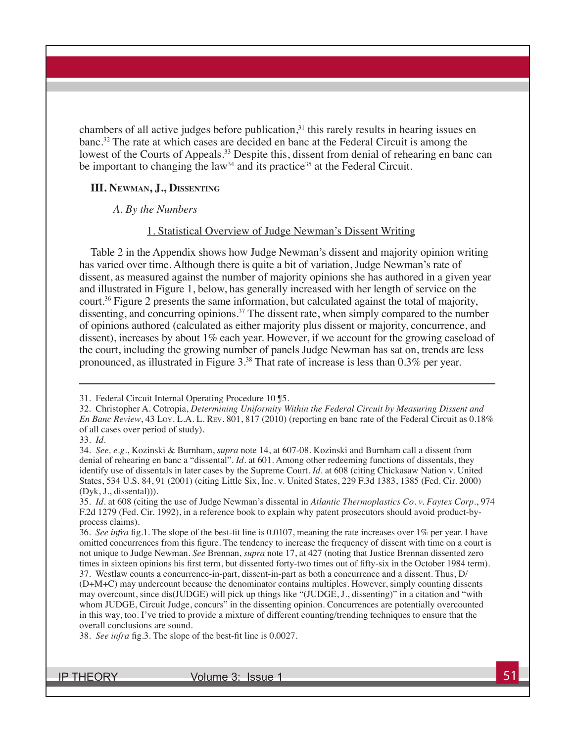chambers of all active judges before publication,[31] this rarely results in hearing issues en banc.[32] The rate at which cases are decided en banc at the Federal Circuit is among the lowest of the Courts of Appeals.[33] Despite this, dissent from denial of rehearing en banc can be important to changing the law[34] and its practice[35] at the Federal Circuit.

## III. Newman, J., Dissenting

### *A. By the Numbers*

#### 1. Statistical Overview of Judge Newman's Dissent Writing

Table 2 in the Appendix shows how Judge Newman's dissent and majority opinion writing has varied over time. Although there is quite a bit of variation, Judge Newman's rate of dissent, as measured against the number of majority opinions she has authored in a given year and illustrated in Figure 1, below, has generally increased with her length of service on the court.[36] Figure 2 presents the same information, but calculated against the total of majority, dissenting, and concurring opinions.[37] The dissent rate, when simply compared to the number of opinions authored (calculated as either majority plus dissent or majority, concurrence, and dissent), increases by about 1% each year. However, if we account for the growing caseload of the court, including the growing number of panels Judge Newman has sat on, trends are less pronounced, as illustrated in Figure 3.[38] That rate of increase is less than 0.3% per year.

---

31. Federal Circuit Internal Operating Procedure 10 ¶5.

32. Christopher A. Cotropia, *Determining Uniformity Within the Federal Circuit by Measuring Dissent and En Banc Review*, 43 Loy. L.A. L. Rev. 801, 817 (2010) (reporting en banc rate of the Federal Circuit as 0.18% of all cases over period of study).

33. *Id.*

34. *See, e.g.*, Kozinski & Burnham, *supra* note 14, at 607-08. Kozinski and Burnham call a dissent from denial of rehearing en banc a "dissental". *Id.* at 601. Among other redeeming functions of dissentals, they identify use of dissentals in later cases by the Supreme Court. *Id.* at 608 (citing Chickasaw Nation v. United States, 534 U.S. 84, 91 (2001) (citing Little Six, Inc. v. United States, 229 F.3d 1383, 1385 (Fed. Cir. 2000) (Dyk, J., dissental))).

35. *Id.* at 608 (citing the use of Judge Newman's dissental in *Atlantic Thermoplastics Co. v. Faytex Corp.*, 974 F.2d 1279 (Fed. Cir. 1992), in a reference book to explain why patent prosecutors should avoid product-by-process claims).

36. *See infra* fig.1. The slope of the best-fit line is 0.0107, meaning the rate increases over 1% per year. I have omitted concurrences from this figure. The tendency to increase the frequency of dissent with time on a court is not unique to Judge Newman. *See* Brennan, *supra* note 17, at 427 (noting that Justice Brennan dissented zero times in sixteen opinions his first term, but dissented forty-two times out of fifty-six in the October 1984 term).

37. Westlaw counts a concurrence-in-part, dissent-in-part as both a concurrence and a dissent. Thus, D/(D+M+C) may undercount because the denominator contains multiples. However, simply counting dissents may overcount, since dis(JUDGE) will pick up things like "(JUDGE, J., dissenting)" in a citation and "with whom JUDGE, Circuit Judge, concurs" in the dissenting opinion. Concurrences are potentially overcounted in this way, too. I've tried to provide a mixture of different counting/trending techniques to ensure that the overall conclusions are sound.

38. *See infra* fig.3. The slope of the best-fit line is 0.0027.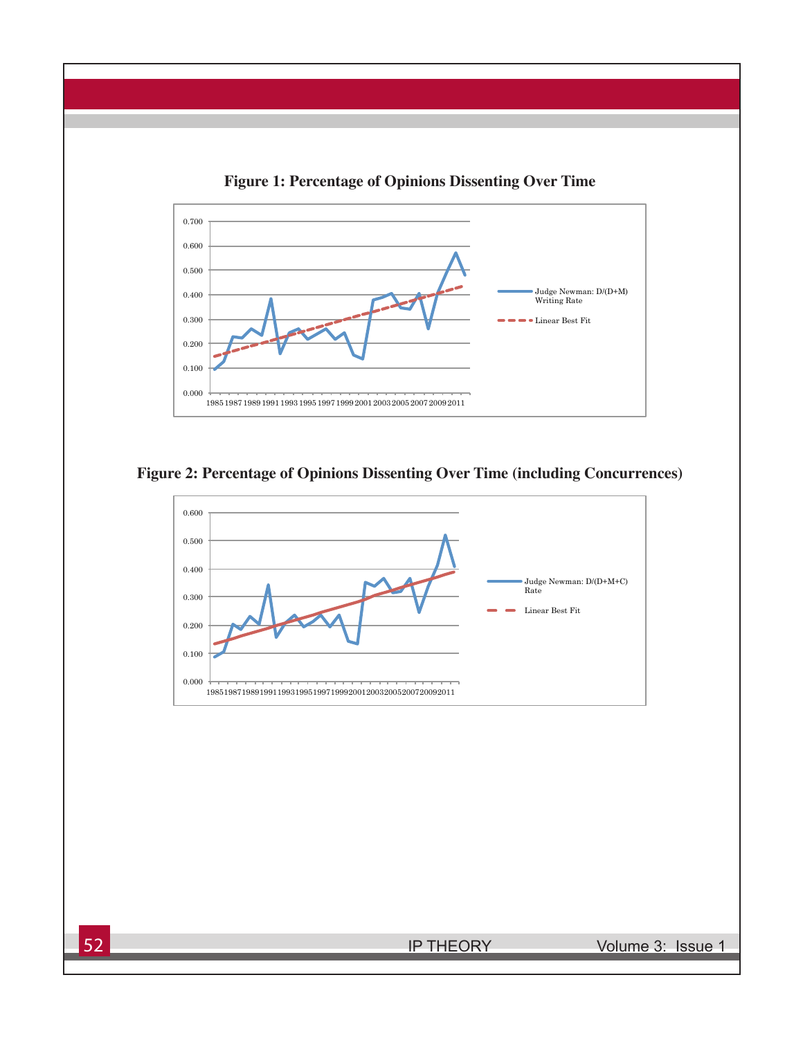**Figure 1: Percentage of Opinions Dissenting Over Time**

**Figure 2: Percentage of Opinions Dissenting Over Time (including Concurrences)**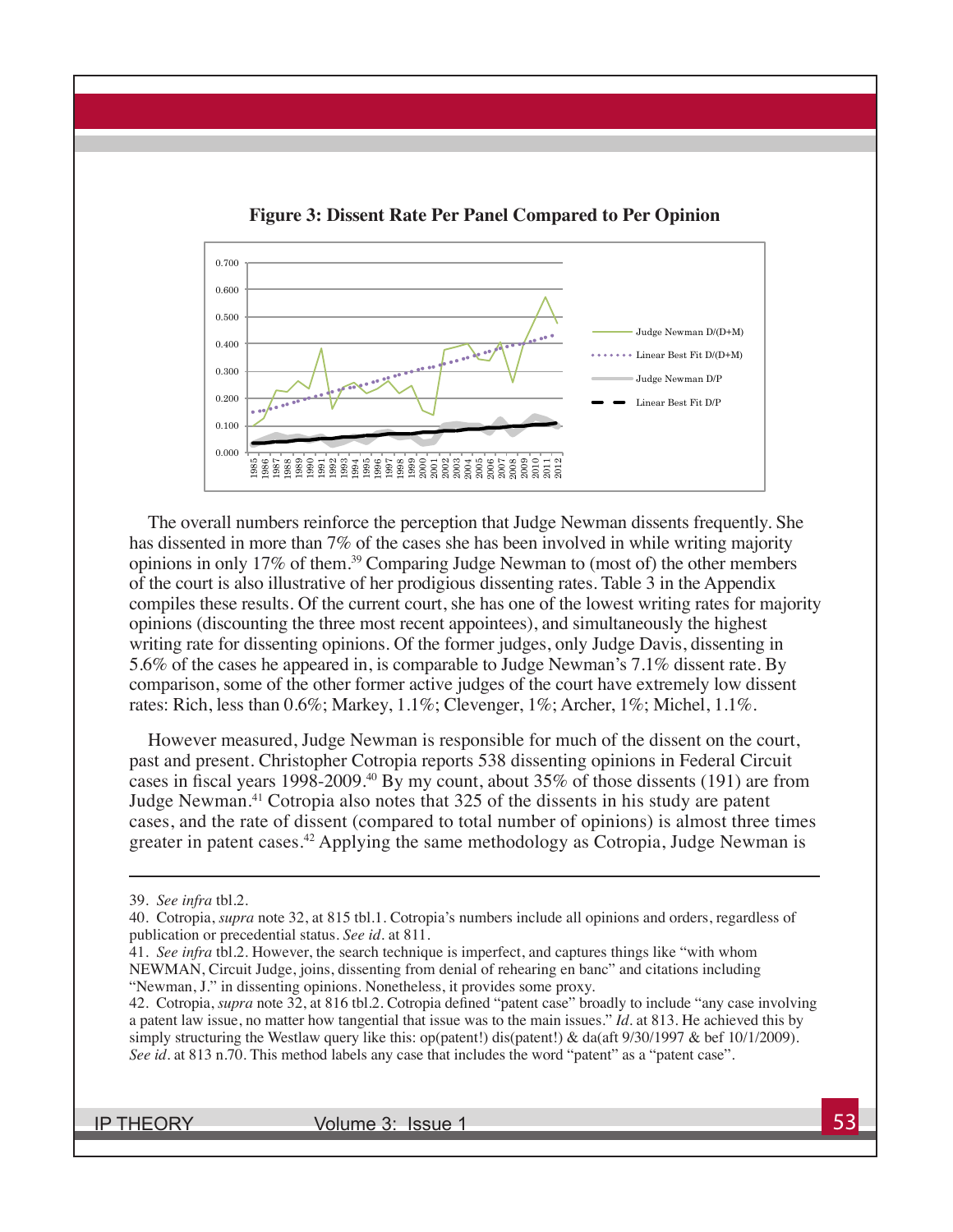**Figure 3: Dissent Rate Per Panel Compared to Per Opinion**

The overall numbers reinforce the perception that Judge Newman dissents frequently. She has dissented in more than 7% of the cases she has been involved in while writing majority opinions in only 17% of them.[39] Comparing Judge Newman to (most of) the other members of the court is also illustrative of her prodigious dissenting rates. Table 3 in the Appendix compiles these results. Of the current court, she has one of the lowest writing rates for majority opinions (discounting the three most recent appointees), and simultaneously the highest writing rate for dissenting opinions. Of the former judges, only Judge Davis, dissenting in 5.6% of the cases he appeared in, is comparable to Judge Newman's 7.1% dissent rate. By comparison, some of the other former active judges of the court have extremely low dissent rates: Rich, less than 0.6%; Markey, 1.1%; Clevenger, 1%; Archer, 1%; Michel, 1.1%.

However measured, Judge Newman is responsible for much of the dissent on the court, past and present. Christopher Cotropia reports 538 dissenting opinions in Federal Circuit cases in fiscal years 1998-2009.[40] By my count, about 35% of those dissents (191) are from Judge Newman.[41] Cotropia also notes that 325 of the dissents in his study are patent cases, and the rate of dissent (compared to total number of opinions) is almost three times greater in patent cases.[42] Applying the same methodology as Cotropia, Judge Newman is

---

39. *See infra* tbl.2.

40. Cotropia, *supra* note 32, at 815 tbl.1. Cotropia's numbers include all opinions and orders, regardless of publication or precedential status. *See id.* at 811.

41. *See infra* tbl.2. However, the search technique is imperfect, and captures things like "with whom NEWMAN, Circuit Judge, joins, dissenting from denial of rehearing en banc" and citations including "Newman, J." in dissenting opinions. Nonetheless, it provides some proxy.

42. Cotropia, *supra* note 32, at 816 tbl.2. Cotropia defined "patent case" broadly to include "any case involving a patent law issue, no matter how tangential that issue was to the main issues." *Id.* at 813. He achieved this by simply structuring the Westlaw query like this: op(patent!) dis(patent!) & da(aft 9/30/1997 & bef 10/1/2009). *See id.* at 813 n.70. This method labels any case that includes the word "patent" as a "patent case".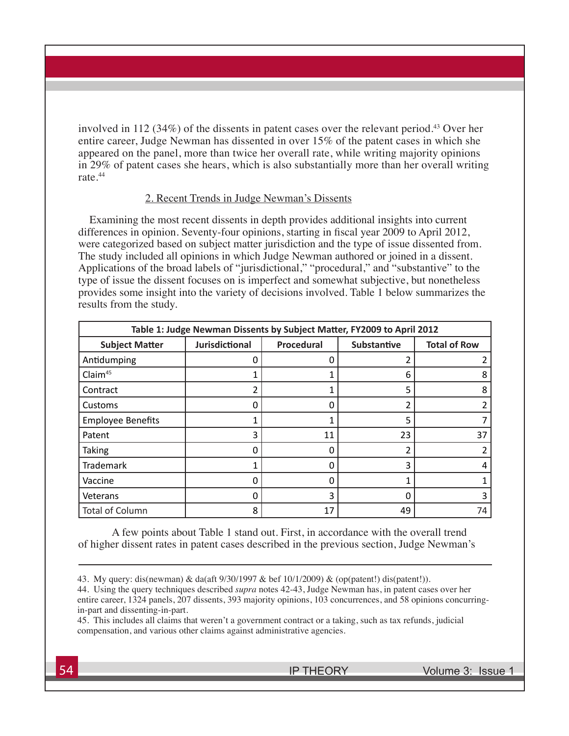involved in 112 (34%) of the dissents in patent cases over the relevant period.[43] Over her entire career, Judge Newman has dissented in over 15% of the patent cases in which she appeared on the panel, more than twice her overall rate, while writing majority opinions in 29% of patent cases she hears, which is also substantially more than her overall writing rate.[44]

### 2. Recent Trends in Judge Newman's Dissents

Examining the most recent dissents in depth provides additional insights into current differences in opinion. Seventy-four opinions, starting in fiscal year 2009 to April 2012, were categorized based on subject matter jurisdiction and the type of issue dissented from. The study included all opinions in which Judge Newman authored or joined in a dissent. Applications of the broad labels of "jurisdictional," "procedural," and "substantive" to the type of issue the dissent focuses on is imperfect and somewhat subjective, but nonetheless provides some insight into the variety of decisions involved. Table 1 below summarizes the results from the study.

**Table 1: Judge Newman Dissents by Subject Matter, FY2009 to April 2012**

| Subject Matter | Jurisdictional | Procedural | Substantive | Total of Row |
|---|---|---|---|---|
| Antidumping | 0 | 0 | 2 | 2 |
| Claim[45] | 1 | 1 | 6 | 8 |
| Contract | 2 | 1 | 5 | 8 |
| Customs | 0 | 0 | 2 | 2 |
| Employee Benefits | 1 | 1 | 5 | 7 |
| Patent | 3 | 11 | 23 | 37 |
| Taking | 0 | 0 | 2 | 2 |
| Trademark | 1 | 0 | 3 | 4 |
| Vaccine | 0 | 0 | 1 | 1 |
| Veterans | 0 | 3 | 0 | 3 |
| Total of Column | 8 | 17 | 49 | 74 |

A few points about Table 1 stand out. First, in accordance with the overall trend of higher dissent rates in patent cases described in the previous section, Judge Newman's

---

43. My query: dis(newman) & da(aft 9/30/1997 & bef 10/1/2009) & (op(patent!) dis(patent!)).

44. Using the query techniques described *supra* notes 42-43, Judge Newman has, in patent cases over her entire career, 1324 panels, 207 dissents, 393 majority opinions, 103 concurrences, and 58 opinions concurring-in-part and dissenting-in-part.

45. This includes all claims that weren't a government contract or a taking, such as tax refunds, judicial compensation, and various other claims against administrative agencies.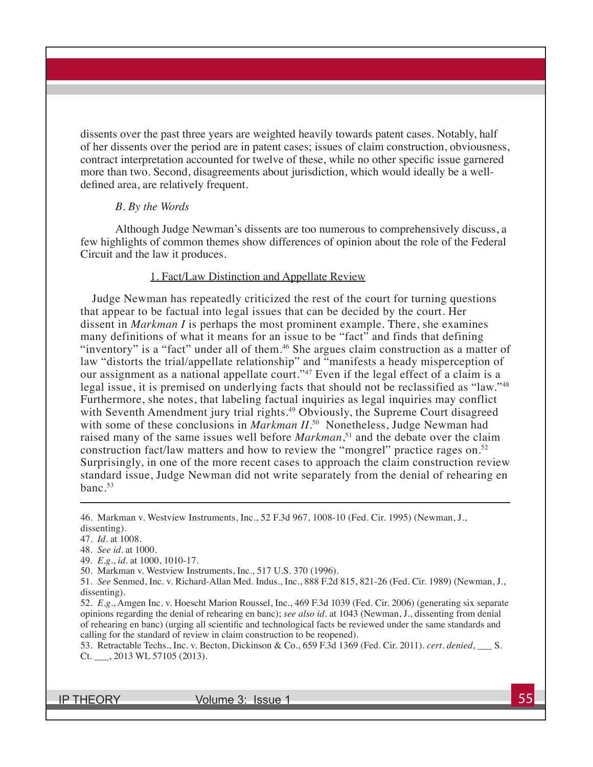dissents over the past three years are weighted heavily towards patent cases. Notably, half of her dissents over the period are in patent cases; issues of claim construction, obviousness, contract interpretation accounted for twelve of these, while no other specific issue garnered more than two. Second, disagreements about jurisdiction, which would ideally be a well-defined area, are relatively frequent.

### *B. By the Words*

Although Judge Newman's dissents are too numerous to comprehensively discuss, a few highlights of common themes show differences of opinion about the role of the Federal Circuit and the law it produces.

#### 1. Fact/Law Distinction and Appellate Review

Judge Newman has repeatedly criticized the rest of the court for turning questions that appear to be factual into legal issues that can be decided by the court. Her dissent in *Markman I* is perhaps the most prominent example. There, she examines many definitions of what it means for an issue to be "fact" and finds that defining "inventory" is a "fact" under all of them.[46] She argues claim construction as a matter of law "distorts the trial/appellate relationship" and "manifests a heady misperception of our assignment as a national appellate court."[47] Even if the legal effect of a claim is a legal issue, it is premised on underlying facts that should not be reclassified as "law."[48] Furthermore, she notes, that labeling factual inquiries as legal inquiries may conflict with Seventh Amendment jury trial rights.[49] Obviously, the Supreme Court disagreed with some of these conclusions in *Markman II*.[50] Nonetheless, Judge Newman had raised many of the same issues well before *Markman*,[51] and the debate over the claim construction fact/law matters and how to review the "mongrel" practice rages on.[52] Surprisingly, in one of the more recent cases to approach the claim construction review standard issue, Judge Newman did not write separately from the denial of rehearing en banc.[53]

---

46. Markman v. Westview Instruments, Inc., 52 F.3d 967, 1008-10 (Fed. Cir. 1995) (Newman, J., dissenting).

47. *Id.* at 1008.

48. *See id.* at 1000.

49. *E.g.*, *id.* at 1000, 1010-17.

50. Markman v. Westview Instruments, Inc., 517 U.S. 370 (1996).

51. *See* Senmed, Inc. v. Richard-Allan Med. Indus., Inc., 888 F.2d 815, 821-26 (Fed. Cir. 1989) (Newman, J., dissenting).

52. *E.g.*, Amgen Inc. v. Hoescht Marion Roussel, Inc., 469 F.3d 1039 (Fed. Cir. 2006) (generating six separate opinions regarding the denial of rehearing en banc); *see also id.* at 1043 (Newman, J., dissenting from denial of rehearing en banc) (urging all scientific and technological facts be reviewed under the same standards and calling for the standard of review in claim construction to be reopened).

53. Retractable Techs., Inc. v. Becton, Dickinson & Co., 659 F.3d 1369 (Fed. Cir. 2011). *cert. denied*, ___ S. Ct. ___, 2013 WL 57105 (2013).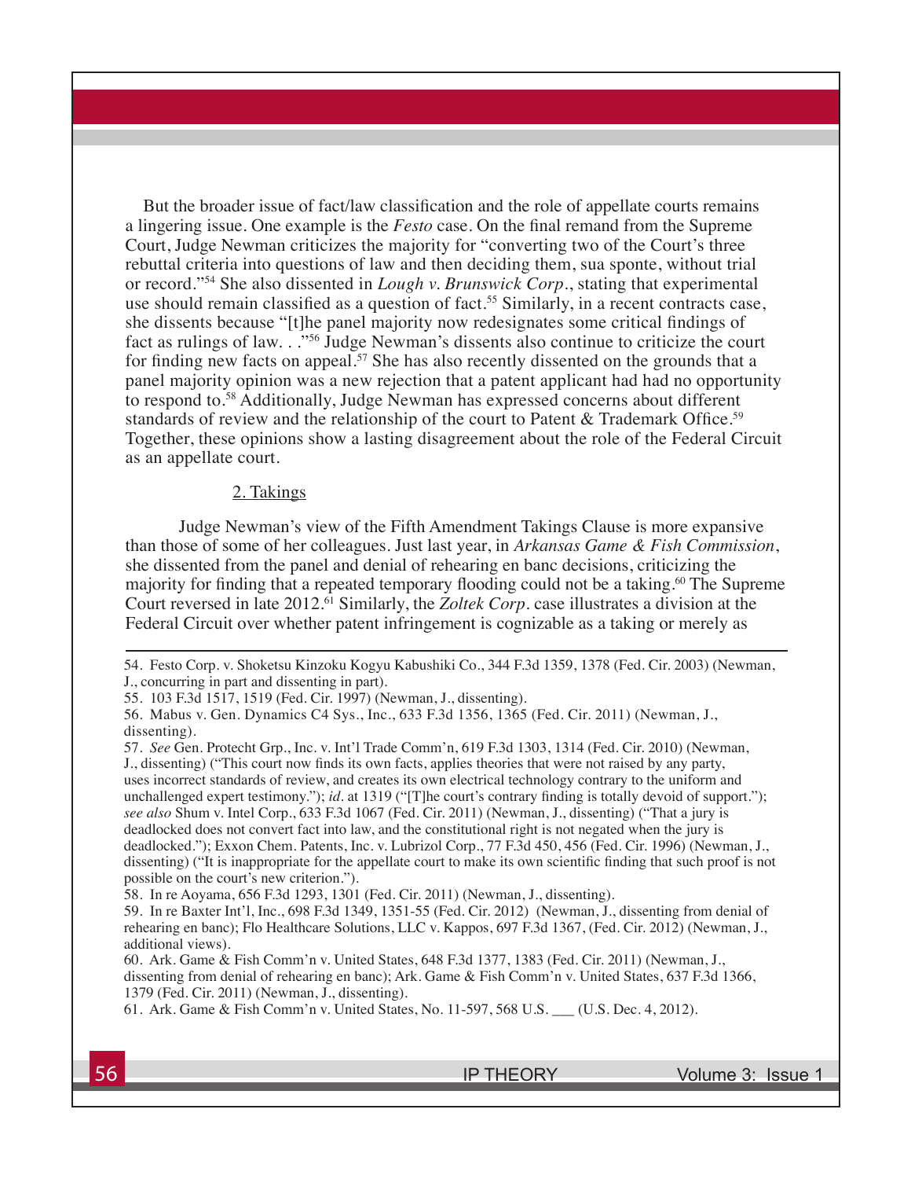But the broader issue of fact/law classification and the role of appellate courts remains a lingering issue. One example is the *Festo* case. On the final remand from the Supreme Court, Judge Newman criticizes the majority for "converting two of the Court's three rebuttal criteria into questions of law and then deciding them, sua sponte, without trial or record."[54] She also dissented in *Lough v. Brunswick Corp.*, stating that experimental use should remain classified as a question of fact.[55] Similarly, in a recent contracts case, she dissents because "[t]he panel majority now redesignates some critical findings of fact as rulings of law. . ."[56] Judge Newman's dissents also continue to criticize the court for finding new facts on appeal.[57] She has also recently dissented on the grounds that a panel majority opinion was a new rejection that a patent applicant had had no opportunity to respond to.[58] Additionally, Judge Newman has expressed concerns about different standards of review and the relationship of the court to Patent & Trademark Office.[59] Together, these opinions show a lasting disagreement about the role of the Federal Circuit as an appellate court.

2. Takings

Judge Newman's view of the Fifth Amendment Takings Clause is more expansive than those of some of her colleagues. Just last year, in *Arkansas Game & Fish Commission*, she dissented from the panel and denial of rehearing en banc decisions, criticizing the majority for finding that a repeated temporary flooding could not be a taking.[60] The Supreme Court reversed in late 2012.[61] Similarly, the *Zoltek Corp.* case illustrates a division at the Federal Circuit over whether patent infringement is cognizable as a taking or merely as

---

54. Festo Corp. v. Shoketsu Kinzoku Kogyu Kabushiki Co., 344 F.3d 1359, 1378 (Fed. Cir. 2003) (Newman, J., concurring in part and dissenting in part).

55. 103 F.3d 1517, 1519 (Fed. Cir. 1997) (Newman, J., dissenting).

56. Mabus v. Gen. Dynamics C4 Sys., Inc., 633 F.3d 1356, 1365 (Fed. Cir. 2011) (Newman, J., dissenting).

57. *See* Gen. Protecht Grp., Inc. v. Int'l Trade Comm'n, 619 F.3d 1303, 1314 (Fed. Cir. 2010) (Newman, J., dissenting) ("This court now finds its own facts, applies theories that were not raised by any party, uses incorrect standards of review, and creates its own electrical technology contrary to the uniform and unchallenged expert testimony."); *id.* at 1319 ("[T]he court's contrary finding is totally devoid of support."); *see also* Shum v. Intel Corp., 633 F.3d 1067 (Fed. Cir. 2011) (Newman, J., dissenting) ("That a jury is deadlocked does not convert fact into law, and the constitutional right is not negated when the jury is deadlocked."); Exxon Chem. Patents, Inc. v. Lubrizol Corp., 77 F.3d 450, 456 (Fed. Cir. 1996) (Newman, J., dissenting) ("It is inappropriate for the appellate court to make its own scientific finding that such proof is not possible on the court's new criterion.").

58. In re Aoyama, 656 F.3d 1293, 1301 (Fed. Cir. 2011) (Newman, J., dissenting).

59. In re Baxter Int'l, Inc., 698 F.3d 1349, 1351-55 (Fed. Cir. 2012) (Newman, J., dissenting from denial of rehearing en banc); Flo Healthcare Solutions, LLC v. Kappos, 697 F.3d 1367, (Fed. Cir. 2012) (Newman, J., additional views).

60. Ark. Game & Fish Comm'n v. United States, 648 F.3d 1377, 1383 (Fed. Cir. 2011) (Newman, J., dissenting from denial of rehearing en banc); Ark. Game & Fish Comm'n v. United States, 637 F.3d 1366, 1379 (Fed. Cir. 2011) (Newman, J., dissenting).

61. Ark. Game & Fish Comm'n v. United States, No. 11-597, 568 U.S. ___ (U.S. Dec. 4, 2012).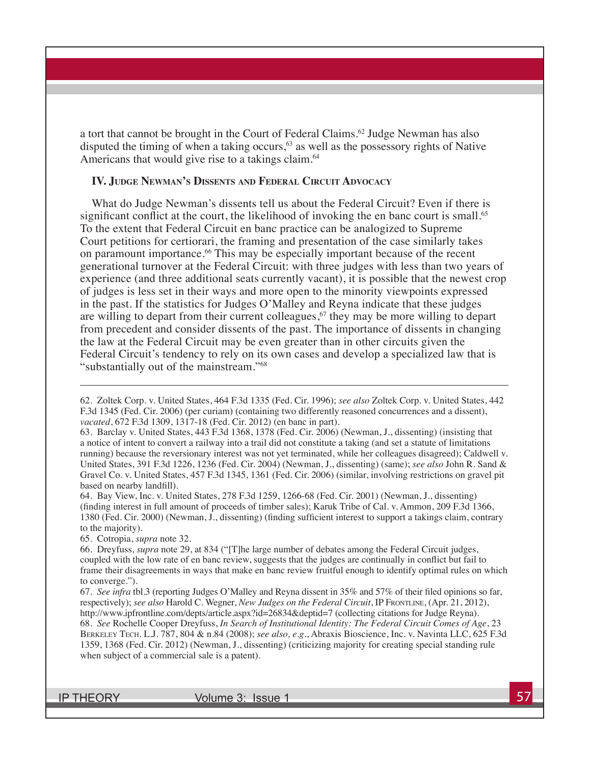a tort that cannot be brought in the Court of Federal Claims.[62] Judge Newman has also disputed the timing of when a taking occurs,[63] as well as the possessory rights of Native Americans that would give rise to a takings claim.[64]

### IV. Judge Newman's Dissents and Federal Circuit Advocacy

What do Judge Newman's dissents tell us about the Federal Circuit? Even if there is significant conflict at the court, the likelihood of invoking the en banc court is small.[65] To the extent that Federal Circuit en banc practice can be analogized to Supreme Court petitions for certiorari, the framing and presentation of the case similarly takes on paramount importance.[66] This may be especially important because of the recent generational turnover at the Federal Circuit: with three judges with less than two years of experience (and three additional seats currently vacant), it is possible that the newest crop of judges is less set in their ways and more open to the minority viewpoints expressed in the past. If the statistics for Judges O'Malley and Reyna indicate that these judges are willing to depart from their current colleagues,[67] they may be more willing to depart from precedent and consider dissents of the past. The importance of dissents in changing the law at the Federal Circuit may be even greater than in other circuits given the Federal Circuit's tendency to rely on its own cases and develop a specialized law that is "substantially out of the mainstream."[68]

---

62. Zoltek Corp. v. United States, 464 F.3d 1335 (Fed. Cir. 1996); *see also* Zoltek Corp. v. United States, 442 F.3d 1345 (Fed. Cir. 2006) (per curiam) (containing two differently reasoned concurrences and a dissent), *vacated*, 672 F.3d 1309, 1317-18 (Fed. Cir. 2012) (en banc in part).

63. Barclay v. United States, 443 F.3d 1368, 1378 (Fed. Cir. 2006) (Newman, J., dissenting) (insisting that a notice of intent to convert a railway into a trail did not constitute a taking (and set a statute of limitations running) because the reversionary interest was not yet terminated, while her colleagues disagreed); Caldwell v. United States, 391 F.3d 1226, 1236 (Fed. Cir. 2004) (Newman, J., dissenting) (same); *see also* John R. Sand & Gravel Co. v. United States, 457 F.3d 1345, 1361 (Fed. Cir. 2006) (similar, involving restrictions on gravel pit based on nearby landfill).

64. Bay View, Inc. v. United States, 278 F.3d 1259, 1266-68 (Fed. Cir. 2001) (Newman, J., dissenting) (finding interest in full amount of proceeds of timber sales); Karuk Tribe of Cal. v. Ammon, 209 F.3d 1366, 1380 (Fed. Cir. 2000) (Newman, J., dissenting) (finding sufficient interest to support a takings claim, contrary to the majority).

65. Cotropia, *supra* note 32.

66. Dreyfuss, *supra* note 29, at 834 ("[T]he large number of debates among the Federal Circuit judges, coupled with the low rate of en banc review, suggests that the judges are continually in conflict but fail to frame their disagreements in ways that make en banc review fruitful enough to identify optimal rules on which to converge.").

67. *See infra* tbl.3 (reporting Judges O'Malley and Reyna dissent in 35% and 57% of their filed opinions so far, respectively); *see also* Harold C. Wegner, *New Judges on the Federal Circuit*, IP Frontline, (Apr. 21, 2012), http://www.ipfrontline.com/depts/article.aspx?id=26834&deptid=7 (collecting citations for Judge Reyna).

68. *See* Rochelle Cooper Dreyfuss, *In Search of Institutional Identity: The Federal Circuit Comes of Age*, 23 Berkeley Tech. L.J. 787, 804 & n.84 (2008); *see also, e.g.*, Abraxis Bioscience, Inc. v. Navinta LLC, 625 F.3d 1359, 1368 (Fed. Cir. 2012) (Newman, J., dissenting) (criticizing majority for creating special standing rule when subject of a commercial sale is a patent).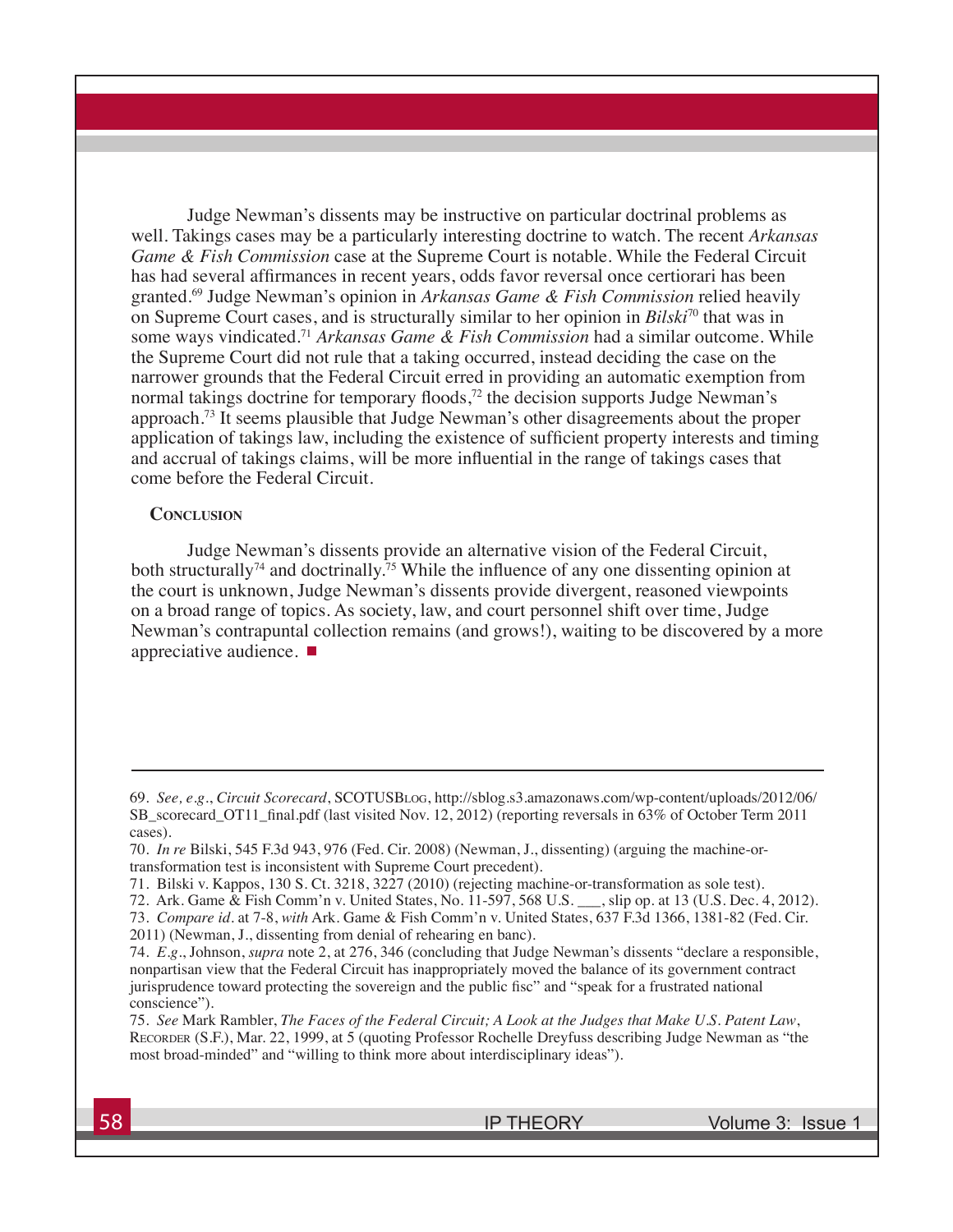Judge Newman's dissents may be instructive on particular doctrinal problems as well. Takings cases may be a particularly interesting doctrine to watch. The recent *Arkansas Game & Fish Commission* case at the Supreme Court is notable. While the Federal Circuit has had several affirmances in recent years, odds favor reversal once certiorari has been granted.[69] Judge Newman's opinion in *Arkansas Game & Fish Commission* relied heavily on Supreme Court cases, and is structurally similar to her opinion in *Bilski*[70] that was in some ways vindicated.[71] *Arkansas Game & Fish Commission* had a similar outcome. While the Supreme Court did not rule that a taking occurred, instead deciding the case on the narrower grounds that the Federal Circuit erred in providing an automatic exemption from normal takings doctrine for temporary floods,[72] the decision supports Judge Newman's approach.[73] It seems plausible that Judge Newman's other disagreements about the proper application of takings law, including the existence of sufficient property interests and timing and accrual of takings claims, will be more influential in the range of takings cases that come before the Federal Circuit.

## Conclusion

Judge Newman's dissents provide an alternative vision of the Federal Circuit, both structurally[74] and doctrinally.[75] While the influence of any one dissenting opinion at the court is unknown, Judge Newman's dissents provide divergent, reasoned viewpoints on a broad range of topics. As society, law, and court personnel shift over time, Judge Newman's contrapuntal collection remains (and grows!), waiting to be discovered by a more appreciative audience. ■

---

69. *See, e.g.*, *Circuit Scorecard*, SCOTUSBlog, http://sblog.s3.amazonaws.com/wp-content/uploads/2012/06/SB_scorecard_OT11_final.pdf (last visited Nov. 12, 2012) (reporting reversals in 63% of October Term 2011 cases).

70. *In re* Bilski, 545 F.3d 943, 976 (Fed. Cir. 2008) (Newman, J., dissenting) (arguing the machine-or-transformation test is inconsistent with Supreme Court precedent).

71. Bilski v. Kappos, 130 S. Ct. 3218, 3227 (2010) (rejecting machine-or-transformation as sole test).

72. Ark. Game & Fish Comm'n v. United States, No. 11-597, 568 U.S. ___, slip op. at 13 (U.S. Dec. 4, 2012).

73. *Compare id.* at 7-8, *with* Ark. Game & Fish Comm'n v. United States, 637 F.3d 1366, 1381-82 (Fed. Cir. 2011) (Newman, J., dissenting from denial of rehearing en banc).

74. *E.g.*, Johnson, *supra* note 2, at 276, 346 (concluding that Judge Newman's dissents "declare a responsible, nonpartisan view that the Federal Circuit has inappropriately moved the balance of its government contract jurisprudence toward protecting the sovereign and the public fisc" and "speak for a frustrated national conscience").

75. *See* Mark Rambler, *The Faces of the Federal Circuit; A Look at the Judges that Make U.S. Patent Law*, Recorder (S.F.), Mar. 22, 1999, at 5 (quoting Professor Rochelle Dreyfuss describing Judge Newman as "the most broad-minded" and "willing to think more about interdisciplinary ideas").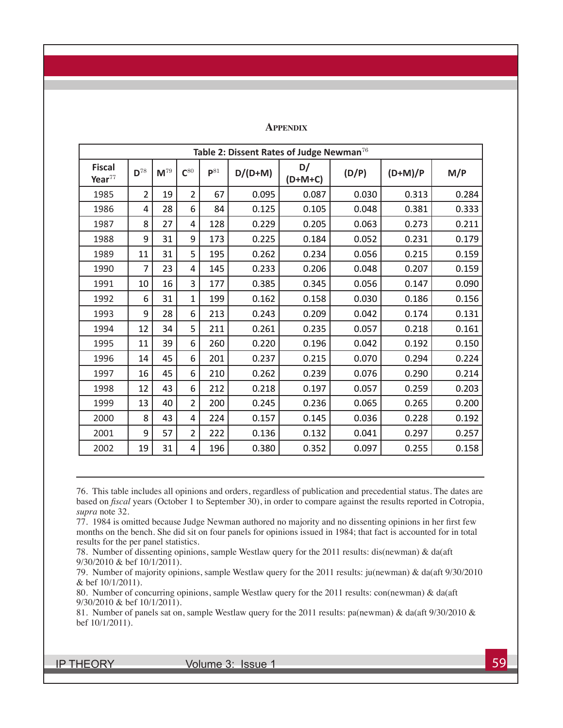## Appendix

**Table 2: Dissent Rates of Judge Newman**[76]

| Fiscal Year[77] | D[78] | M[79] | C[80] | P[81] | D/(D+M) | D/(D+M+C) | (D/P) | (D+M)/P | M/P |
|---|---|---|---|---|---|---|---|---|---|
| 1985 | 2 | 19 | 2 | 67 | 0.095 | 0.087 | 0.030 | 0.313 | 0.284 |
| 1986 | 4 | 28 | 6 | 84 | 0.125 | 0.105 | 0.048 | 0.381 | 0.333 |
| 1987 | 8 | 27 | 4 | 128 | 0.229 | 0.205 | 0.063 | 0.273 | 0.211 |
| 1988 | 9 | 31 | 9 | 173 | 0.225 | 0.184 | 0.052 | 0.231 | 0.179 |
| 1989 | 11 | 31 | 5 | 195 | 0.262 | 0.234 | 0.056 | 0.215 | 0.159 |
| 1990 | 7 | 23 | 4 | 145 | 0.233 | 0.206 | 0.048 | 0.207 | 0.159 |
| 1991 | 10 | 16 | 3 | 177 | 0.385 | 0.345 | 0.056 | 0.147 | 0.090 |
| 1992 | 6 | 31 | 1 | 199 | 0.162 | 0.158 | 0.030 | 0.186 | 0.156 |
| 1993 | 9 | 28 | 6 | 213 | 0.243 | 0.209 | 0.042 | 0.174 | 0.131 |
| 1994 | 12 | 34 | 5 | 211 | 0.261 | 0.235 | 0.057 | 0.218 | 0.161 |
| 1995 | 11 | 39 | 6 | 260 | 0.220 | 0.196 | 0.042 | 0.192 | 0.150 |
| 1996 | 14 | 45 | 6 | 201 | 0.237 | 0.215 | 0.070 | 0.294 | 0.224 |
| 1997 | 16 | 45 | 6 | 210 | 0.262 | 0.239 | 0.076 | 0.290 | 0.214 |
| 1998 | 12 | 43 | 6 | 212 | 0.218 | 0.197 | 0.057 | 0.259 | 0.203 |
| 1999 | 13 | 40 | 2 | 200 | 0.245 | 0.236 | 0.065 | 0.265 | 0.200 |
| 2000 | 8 | 43 | 4 | 224 | 0.157 | 0.145 | 0.036 | 0.228 | 0.192 |
| 2001 | 9 | 57 | 2 | 222 | 0.136 | 0.132 | 0.041 | 0.297 | 0.257 |
| 2002 | 19 | 31 | 4 | 196 | 0.380 | 0.352 | 0.097 | 0.255 | 0.158 |

---

76. This table includes all opinions and orders, regardless of publication and precedential status. The dates are based on *fiscal* years (October 1 to September 30), in order to compare against the results reported in Cotropia, *supra* note 32.

77. 1984 is omitted because Judge Newman authored no majority and no dissenting opinions in her first few months on the bench. She did sit on four panels for opinions issued in 1984; that fact is accounted for in total results for the per panel statistics.

78. Number of dissenting opinions, sample Westlaw query for the 2011 results: dis(newman) & da(aft 9/30/2010 & bef 10/1/2011).

79. Number of majority opinions, sample Westlaw query for the 2011 results: ju(newman) & da(aft 9/30/2010 & bef 10/1/2011).

80. Number of concurring opinions, sample Westlaw query for the 2011 results: con(newman) & da(aft 9/30/2010 & bef 10/1/2011).

81. Number of panels sat on, sample Westlaw query for the 2011 results: pa(newman) & da(aft 9/30/2010 & bef 10/1/2011).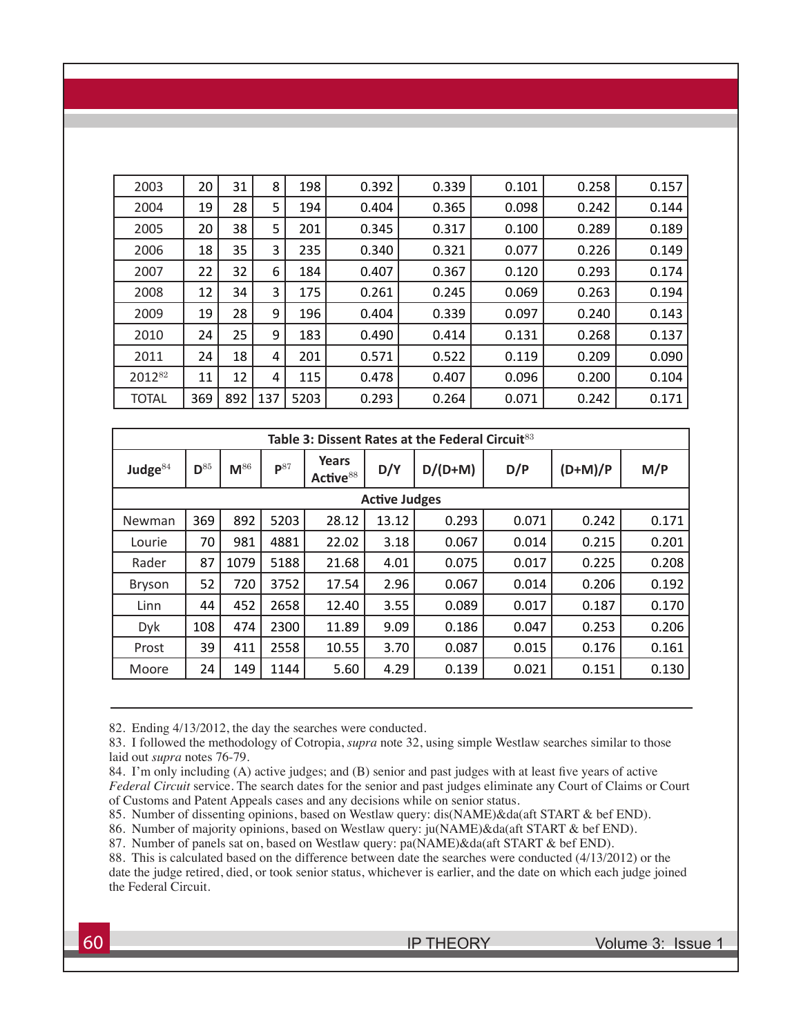| 2003 | 20 | 31 | 8 | 198 | 0.392 | 0.339 | 0.101 | 0.258 | 0.157 |
|---|---|---|---|---|---|---|---|---|---|
| 2004 | 19 | 28 | 5 | 194 | 0.404 | 0.365 | 0.098 | 0.242 | 0.144 |
| 2005 | 20 | 38 | 5 | 201 | 0.345 | 0.317 | 0.100 | 0.289 | 0.189 |
| 2006 | 18 | 35 | 3 | 235 | 0.340 | 0.321 | 0.077 | 0.226 | 0.149 |
| 2007 | 22 | 32 | 6 | 184 | 0.407 | 0.367 | 0.120 | 0.293 | 0.174 |
| 2008 | 12 | 34 | 3 | 175 | 0.261 | 0.245 | 0.069 | 0.263 | 0.194 |
| 2009 | 19 | 28 | 9 | 196 | 0.404 | 0.339 | 0.097 | 0.240 | 0.143 |
| 2010 | 24 | 25 | 9 | 183 | 0.490 | 0.414 | 0.131 | 0.268 | 0.137 |
| 2011 | 24 | 18 | 4 | 201 | 0.571 | 0.522 | 0.119 | 0.209 | 0.090 |
| 2012[82] | 11 | 12 | 4 | 115 | 0.478 | 0.407 | 0.096 | 0.200 | 0.104 |
| TOTAL | 369 | 892 | 137 | 5203 | 0.293 | 0.264 | 0.071 | 0.242 | 0.171 |

**Table 3: Dissent Rates at the Federal Circuit[83]**

| Judge[84] | D[85] | M[86] | P[87] | Years Active[88] | D/Y | D/(D+M) | D/P | (D+M)/P | M/P |
|---|---|---|---|---|---|---|---|---|---|
| **Active Judges** | | | | | | | | | |
| Newman | 369 | 892 | 5203 | 28.12 | 13.12 | 0.293 | 0.071 | 0.242 | 0.171 |
| Lourie | 70 | 981 | 4881 | 22.02 | 3.18 | 0.067 | 0.014 | 0.215 | 0.201 |
| Rader | 87 | 1079 | 5188 | 21.68 | 4.01 | 0.075 | 0.017 | 0.225 | 0.208 |
| Bryson | 52 | 720 | 3752 | 17.54 | 2.96 | 0.067 | 0.014 | 0.206 | 0.192 |
| Linn | 44 | 452 | 2658 | 12.40 | 3.55 | 0.089 | 0.017 | 0.187 | 0.170 |
| Dyk | 108 | 474 | 2300 | 11.89 | 9.09 | 0.186 | 0.047 | 0.253 | 0.206 |
| Prost | 39 | 411 | 2558 | 10.55 | 3.70 | 0.087 | 0.015 | 0.176 | 0.161 |
| Moore | 24 | 149 | 1144 | 5.60 | 4.29 | 0.139 | 0.021 | 0.151 | 0.130 |

---

82. Ending 4/13/2012, the day the searches were conducted.

83. I followed the methodology of Cotropia, *supra* note 32, using simple Westlaw searches similar to those laid out *supra* notes 76-79.

84. I'm only including (A) active judges; and (B) senior and past judges with at least five years of active *Federal Circuit* service. The search dates for the senior and past judges eliminate any Court of Claims or Court of Customs and Patent Appeals cases and any decisions while on senior status.

85. Number of dissenting opinions, based on Westlaw query: dis(NAME)&da(aft START & bef END).

86. Number of majority opinions, based on Westlaw query: ju(NAME)&da(aft START & bef END).

87. Number of panels sat on, based on Westlaw query: pa(NAME)&da(aft START & bef END).

88. This is calculated based on the difference between date the searches were conducted (4/13/2012) or the date the judge retired, died, or took senior status, whichever is earlier, and the date on which each judge joined the Federal Circuit.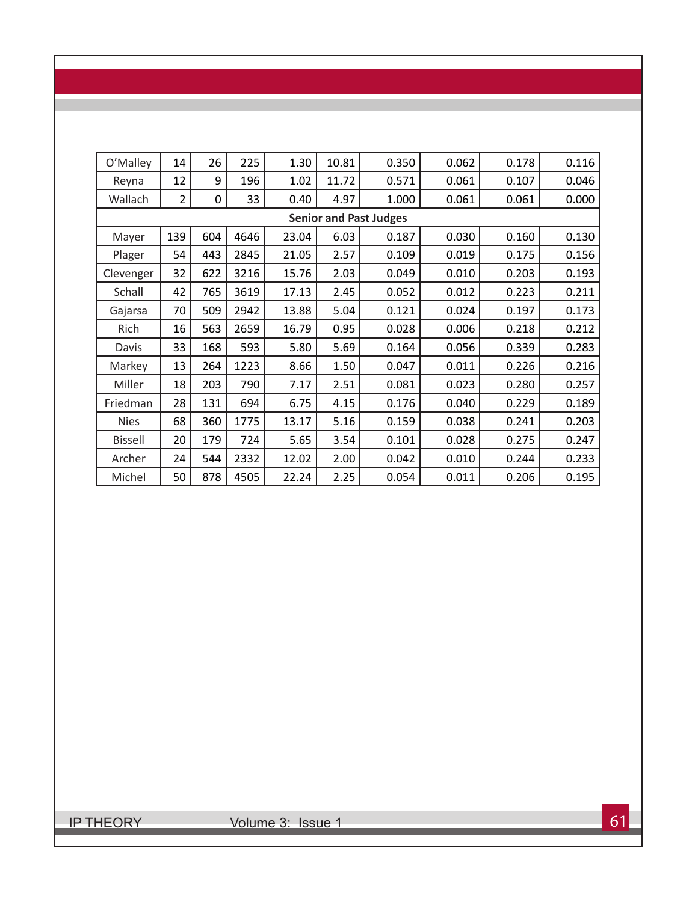| | | | | | | | | | |
|---|---|---|---|---|---|---|---|---|---|
| O'Malley | 14 | 26 | 225 | 1.30 | 10.81 | 0.350 | 0.062 | 0.178 | 0.116 |
| Reyna | 12 | 9 | 196 | 1.02 | 11.72 | 0.571 | 0.061 | 0.107 | 0.046 |
| Wallach | 2 | 0 | 33 | 0.40 | 4.97 | 1.000 | 0.061 | 0.061 | 0.000 |
| **Senior and Past Judges** | | | | | | | | | |
| Mayer | 139 | 604 | 4646 | 23.04 | 6.03 | 0.187 | 0.030 | 0.160 | 0.130 |
| Plager | 54 | 443 | 2845 | 21.05 | 2.57 | 0.109 | 0.019 | 0.175 | 0.156 |
| Clevenger | 32 | 622 | 3216 | 15.76 | 2.03 | 0.049 | 0.010 | 0.203 | 0.193 |
| Schall | 42 | 765 | 3619 | 17.13 | 2.45 | 0.052 | 0.012 | 0.223 | 0.211 |
| Gajarsa | 70 | 509 | 2942 | 13.88 | 5.04 | 0.121 | 0.024 | 0.197 | 0.173 |
| Rich | 16 | 563 | 2659 | 16.79 | 0.95 | 0.028 | 0.006 | 0.218 | 0.212 |
| Davis | 33 | 168 | 593 | 5.80 | 5.69 | 0.164 | 0.056 | 0.339 | 0.283 |
| Markey | 13 | 264 | 1223 | 8.66 | 1.50 | 0.047 | 0.011 | 0.226 | 0.216 |
| Miller | 18 | 203 | 790 | 7.17 | 2.51 | 0.081 | 0.023 | 0.280 | 0.257 |
| Friedman | 28 | 131 | 694 | 6.75 | 4.15 | 0.176 | 0.040 | 0.229 | 0.189 |
| Nies | 68 | 360 | 1775 | 13.17 | 5.16 | 0.159 | 0.038 | 0.241 | 0.203 |
| Bissell | 20 | 179 | 724 | 5.65 | 3.54 | 0.101 | 0.028 | 0.275 | 0.247 |
| Archer | 24 | 544 | 2332 | 12.02 | 2.00 | 0.042 | 0.010 | 0.244 | 0.233 |
| Michel | 50 | 878 | 4505 | 22.24 | 2.25 | 0.054 | 0.011 | 0.206 | 0.195 |